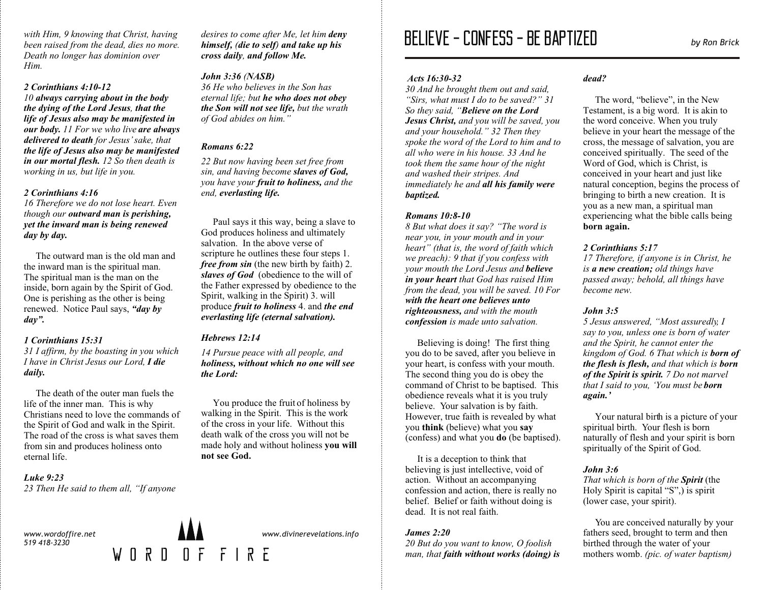with Him, 9 knowing that Christ, having been raised from the dead, dies no more. Death no longer has dominion over Him.*

***2 Corinthians 4:10-12***
*10 **always carrying about in the body the dying of the Lord Jesus, that the life of Jesus also may be manifested in our body.** 11 For we who live **are always delivered to death** for Jesus' sake, that **the life of Jesus also may be manifested in our mortal flesh.** 12 So then death is working in us, but life in you.*

***2 Corinthians 4:16***
*16 Therefore we do not lose heart. Even though our **outward man is perishing, yet the inward man is being renewed day by day.***

The outward man is the old man and the inward man is the spiritual man. The spiritual man is the man on the inside, born again by the Spirit of God. One is perishing as the other is being renewed. Notice Paul says, ***"day by day".***

***1 Corinthians 15:31***
*31 I affirm, by the boasting in you which I have in Christ Jesus our Lord, **I die daily.***

The death of the outer man fuels the life of the inner man. This is why Christians need to love the commands of the Spirit of God and walk in the Spirit. The road of the cross is what saves them from sin and produces holiness onto eternal life.

***Luke 9:23***
*23 Then He said to them all, "If anyone desires to come after Me, let him **deny himself, (die to self) and take up his cross daily, and follow Me.***

***John 3:36** (NASB)*
*36 He who believes in the Son has eternal life; but **he who does not obey the Son will not see life,** but the wrath of God abides on him."*

***Romans 6:22***
*22 But now having been set free from sin, and having become **slaves of God,** you have your **fruit to holiness,** and the end, **everlasting life.***

Paul says it this way, being a slave to God produces holiness and ultimately salvation. In the above verse of scripture he outlines these four steps 1. ***free from sin*** (the new birth by faith) 2. ***slaves of God*** (obedience to the will of the Father expressed by obedience to the Spirit, walking in the Spirit) 3. will produce ***fruit to holiness*** 4. and ***the end everlasting life (eternal salvation).***

***Hebrews 12:14***
*14 Pursue peace with all people, and **holiness, without which no one will see the Lord:***

You produce the fruit of holiness by walking in the Spirit. This is the work of the cross in your life. Without this death walk of the cross you will not be made holy and without holiness **you will not see God.**

www.wordoffire.net
519 418-3230

WORD OF FIRE

www.divinerevelations.info

# BELIEVE - CONFESS - BE BAPTIZED

*by Ron Brick*

***Acts 16:30-32***
*30 And he brought them out and said, "Sirs, what must I do to be saved?" 31 So they said, "**Believe on the Lord Jesus Christ,** and you will be saved, you and your household." 32 Then they spoke the word of the Lord to him and to all who were in his house. 33 And he took them the same hour of the night and washed their stripes. And immediately he and **all his family were baptized.***

***Romans 10:8-10***
*8 But what does it say? "The word is near you, in your mouth and in your heart" (that is, the word of faith which we preach): 9 that if you confess with your mouth the Lord Jesus and **believe in your heart** that God has raised Him from the dead, you will be saved. 10 For **with the heart one believes unto righteousness,** and with the mouth **confession** is made unto salvation.*

Believing is doing! The first thing you do to be saved, after you believe in your heart, is confess with your mouth. The second thing you do is obey the command of Christ to be baptised. This obedience reveals what it is you truly believe. Your salvation is by faith. However, true faith is revealed by what you **think** (believe) what you **say** (confess) and what you **do** (be baptised).

It is a deception to think that believing is just intellective, void of action. Without an accompanying confession and action, there is really no belief. Belief or faith without doing is dead. It is not real faith.

***James 2:20***
*20 But do you want to know, O foolish man, that **faith without works (doing) is dead?***

The word, "believe", in the New Testament, is a big word. It is akin to the word conceive. When you truly believe in your heart the message of the cross, the message of salvation, you are conceived spiritually. The seed of the Word of God, which is Christ, is conceived in your heart and just like natural conception, begins the process of bringing to birth a new creation. It is you as a new man, a spiritual man experiencing what the bible calls being **born again.**

***2 Corinthians 5:17***
*17 Therefore, if anyone is in Christ, he is **a new creation;** old things have passed away; behold, all things have become new.*

***John 3:5***
*5 Jesus answered, "Most assuredly, I say to you, unless one is born of water and the Spirit, he cannot enter the kingdom of God. 6 That which is **born of the flesh is flesh,** and that which is **born of the Spirit is spirit.** 7 Do not marvel that I said to you, 'You must be **born again.'***

Your natural birth is a picture of your spiritual birth. Your flesh is born naturally of flesh and your spirit is born spiritually of the Spirit of God.

***John 3:6***
*That which is born of the **Spirit*** (the Holy Spirit is capital "S",) *is spirit* (lower case, your spirit).

You are conceived naturally by your fathers seed, brought to term and then birthed through the water of your mothers womb. *(pic. of water baptism)*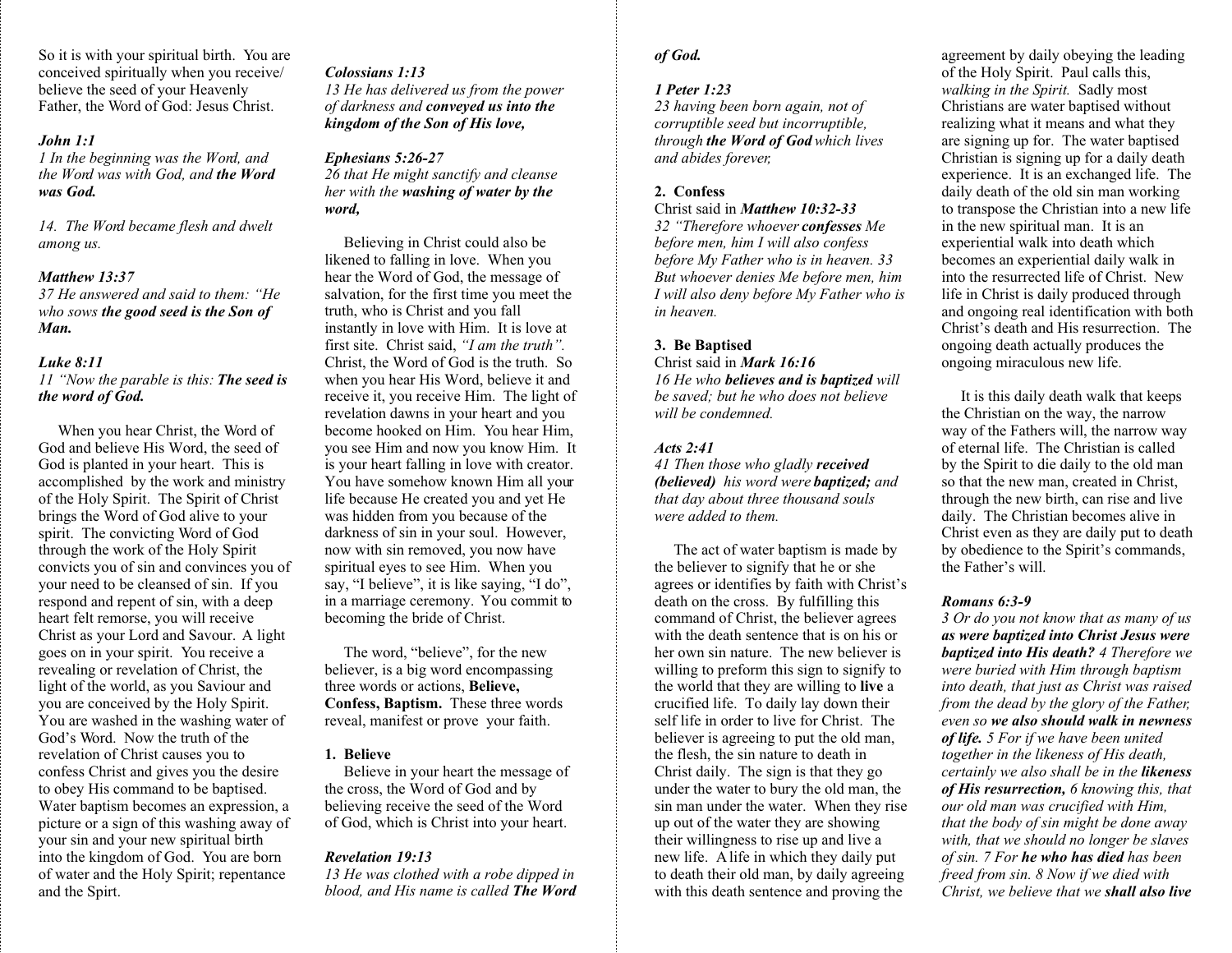So it is with your spiritual birth. You are conceived spiritually when you receive/ believe the seed of your Heavenly Father, the Word of God: Jesus Christ.

***John 1:1***
*1 In the beginning was the Word, and the Word was with God, and* ***the Word was God.***

*14. The Word became flesh and dwelt among us.*

***Matthew 13:37***
*37 He answered and said to them: "He who sows* ***the good seed is the Son of Man.***

***Luke 8:11***
*11 "Now the parable is this:* ***The seed is the word of God.***

When you hear Christ, the Word of God and believe His Word, the seed of God is planted in your heart. This is accomplished by the work and ministry of the Holy Spirit. The Spirit of Christ brings the Word of God alive to your spirit. The convicting Word of God through the work of the Holy Spirit convicts you of sin and convinces you of your need to be cleansed of sin. If you respond and repent of sin, with a deep heart felt remorse, you will receive Christ as your Lord and Savour. A light goes on in your spirit. You receive a revealing or revelation of Christ, the light of the world, as you Saviour and you are conceived by the Holy Spirit. You are washed in the washing water of God's Word. Now the truth of the revelation of Christ causes you to confess Christ and gives you the desire to obey His command to be baptised. Water baptism becomes an expression, a picture or a sign of this washing away of your sin and your new spiritual birth into the kingdom of God. You are born of water and the Holy Spirit; repentance and the Spirt.

***Colossians 1:13***
*13 He has delivered us from the power of darkness and* ***conveyed us into the kingdom of the Son of His love,***

***Ephesians 5:26-27***
*26 that He might sanctify and cleanse her with the* ***washing of water by the word,***

Believing in Christ could also be likened to falling in love. When you hear the Word of God, the message of salvation, for the first time you meet the truth, who is Christ and you fall instantly in love with Him. It is love at first site. Christ said, *"I am the truth".* Christ, the Word of God is the truth. So when you hear His Word, believe it and receive it, you receive Him. The light of revelation dawns in your heart and you become hooked on Him. You hear Him, you see Him and now you know Him. It is your heart falling in love with creator. You have somehow known Him all your life because He created you and yet He was hidden from you because of the darkness of sin in your soul. However, now with sin removed, you now have spiritual eyes to see Him. When you say, "I believe", it is like saying, "I do", in a marriage ceremony. You commit to becoming the bride of Christ.

The word, "believe", for the new believer, is a big word encompassing three words or actions, **Believe, Confess, Baptism.** These three words reveal, manifest or prove your faith.

**1. Believe**
Believe in your heart the message of the cross, the Word of God and by believing receive the seed of the Word of God, which is Christ into your heart.

***Revelation 19:13***
*13 He was clothed with a robe dipped in blood, and His name is called* ***The Word of God.***

***1 Peter 1:23***
*23 having been born again, not of corruptible seed but incorruptible, through* ***the Word of God*** *which lives and abides forever,*

**2. Confess**
Christ said in ***Matthew 10:32-33***
*32 "Therefore whoever* ***confesses*** *Me before men, him I will also confess before My Father who is in heaven. 33 But whoever denies Me before men, him I will also deny before My Father who is in heaven.*

**3. Be Baptised**
Christ said in ***Mark 16:16***
*16 He who* ***believes and is baptized*** *will be saved; but he who does not believe will be condemned.*

***Acts 2:41***
*41 Then those who gladly* ***received (believed)*** *his word were* ***baptized;*** *and that day about three thousand souls were added to them.*

The act of water baptism is made by the believer to signify that he or she agrees or identifies by faith with Christ's death on the cross. By fulfilling this command of Christ, the believer agrees with the death sentence that is on his or her own sin nature. The new believer is willing to preform this sign to signify to the world that they are willing to **live** a crucified life. To daily lay down their self life in order to live for Christ. The believer is agreeing to put the old man, the flesh, the sin nature to death in Christ daily. The sign is that they go under the water to bury the old man, the sin man under the water. When they rise up out of the water they are showing their willingness to rise up and live a new life. A life in which they daily put to death their old man, by daily agreeing with this death sentence and proving the agreement by daily obeying the leading of the Holy Spirit. Paul calls this, *walking in the Spirit.* Sadly most Christians are water baptised without realizing what it means and what they are signing up for. The water baptised Christian is signing up for a daily death experience. It is an exchanged life. The daily death of the old sin man working to transpose the Christian into a new life in the new spiritual man. It is an experiential walk into death which becomes an experiential daily walk in into the resurrected life of Christ. New life in Christ is daily produced through and ongoing real identification with both Christ's death and His resurrection. The ongoing death actually produces the ongoing miraculous new life.

It is this daily death walk that keeps the Christian on the way, the narrow way of the Fathers will, the narrow way of eternal life. The Christian is called by the Spirit to die daily to the old man so that the new man, created in Christ, through the new birth, can rise and live daily. The Christian becomes alive in Christ even as they are daily put to death by obedience to the Spirit's commands, the Father's will.

***Romans 6:3-9***
*3 Or do you not know that as many of us* ***as were baptized into Christ Jesus were baptized into His death?*** *4 Therefore we were buried with Him through baptism into death, that just as Christ was raised from the dead by the glory of the Father, even so* ***we also should walk in newness of life.*** *5 For if we have been united together in the likeness of His death, certainly we also shall be in the* ***likeness of His resurrection,*** *6 knowing this, that our old man was crucified with Him, that the body of sin might be done away with, that we should no longer be slaves of sin. 7 For* ***he who has died*** *has been freed from sin. 8 Now if we died with Christ, we believe that we* ***shall also live***